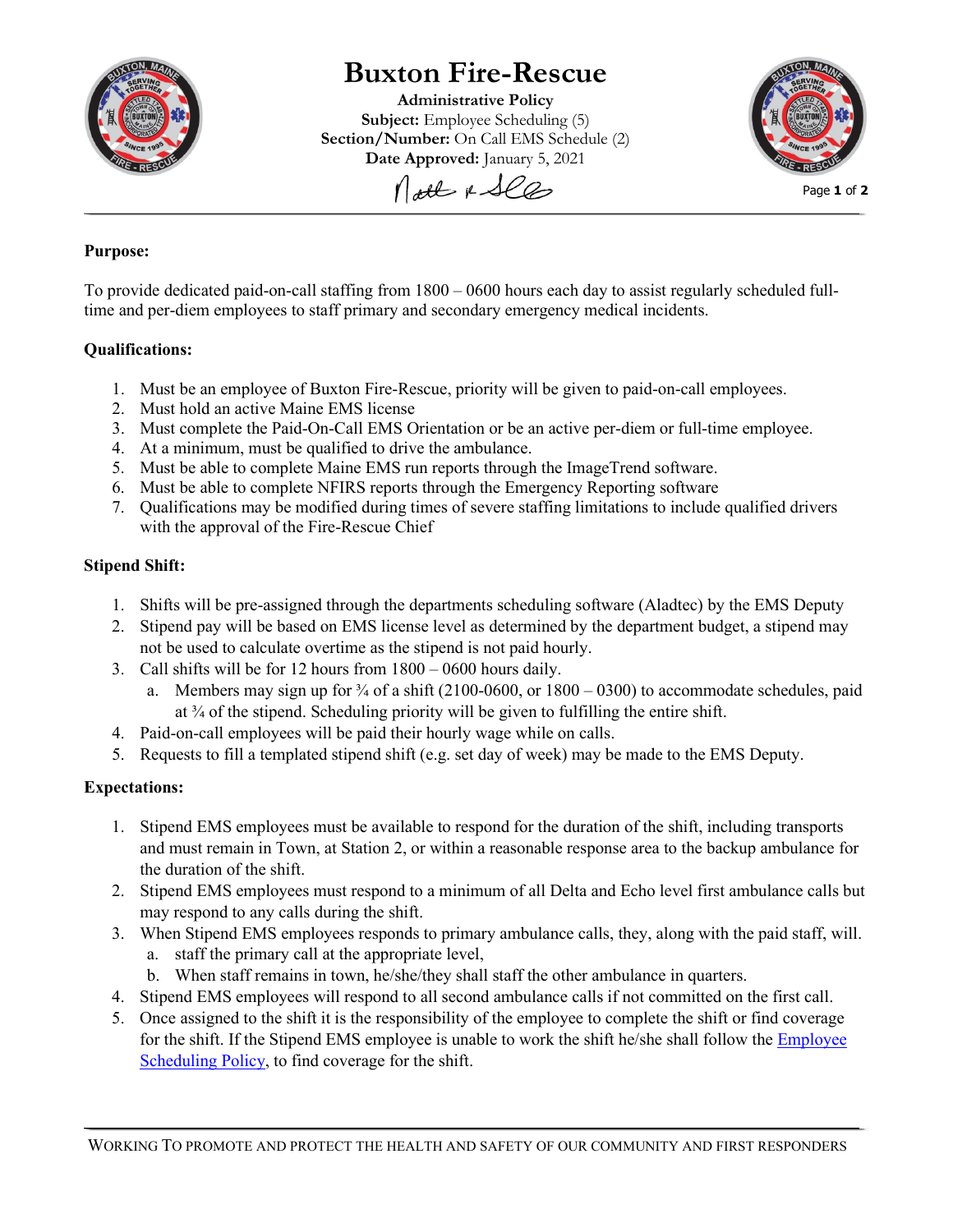# Buxton Fire-Rescue

**Administrative Policy**
**Subject:** Employee Scheduling (5)
**Section/Number:** On Call EMS Schedule (2)
**Date Approved:** January 5, 2021

**Purpose:**

To provide dedicated paid-on-call staffing from 1800 – 0600 hours each day to assist regularly scheduled full-time and per-diem employees to staff primary and secondary emergency medical incidents.

**Qualifications:**

1. Must be an employee of Buxton Fire-Rescue, priority will be given to paid-on-call employees.
2. Must hold an active Maine EMS license
3. Must complete the Paid-On-Call EMS Orientation or be an active per-diem or full-time employee.
4. At a minimum, must be qualified to drive the ambulance.
5. Must be able to complete Maine EMS run reports through the ImageTrend software.
6. Must be able to complete NFIRS reports through the Emergency Reporting software
7. Qualifications may be modified during times of severe staffing limitations to include qualified drivers with the approval of the Fire-Rescue Chief

**Stipend Shift:**

1. Shifts will be pre-assigned through the departments scheduling software (Aladtec) by the EMS Deputy
2. Stipend pay will be based on EMS license level as determined by the department budget, a stipend may not be used to calculate overtime as the stipend is not paid hourly.
3. Call shifts will be for 12 hours from 1800 – 0600 hours daily.
   a. Members may sign up for ¾ of a shift (2100-0600, or 1800 – 0300) to accommodate schedules, paid at ¾ of the stipend. Scheduling priority will be given to fulfilling the entire shift.
4. Paid-on-call employees will be paid their hourly wage while on calls.
5. Requests to fill a templated stipend shift (e.g. set day of week) may be made to the EMS Deputy.

**Expectations:**

1. Stipend EMS employees must be available to respond for the duration of the shift, including transports and must remain in Town, at Station 2, or within a reasonable response area to the backup ambulance for the duration of the shift.
2. Stipend EMS employees must respond to a minimum of all Delta and Echo level first ambulance calls but may respond to any calls during the shift.
3. When Stipend EMS employees responds to primary ambulance calls, they, along with the paid staff, will.
   a. staff the primary call at the appropriate level,
   b. When staff remains in town, he/she/they shall staff the other ambulance in quarters.
4. Stipend EMS employees will respond to all second ambulance calls if not committed on the first call.
5. Once assigned to the shift it is the responsibility of the employee to complete the shift or find coverage for the shift. If the Stipend EMS employee is unable to work the shift he/she shall follow the Employee Scheduling Policy, to find coverage for the shift.

WORKING TO PROMOTE AND PROTECT THE HEALTH AND SAFETY OF OUR COMMUNITY AND FIRST RESPONDERS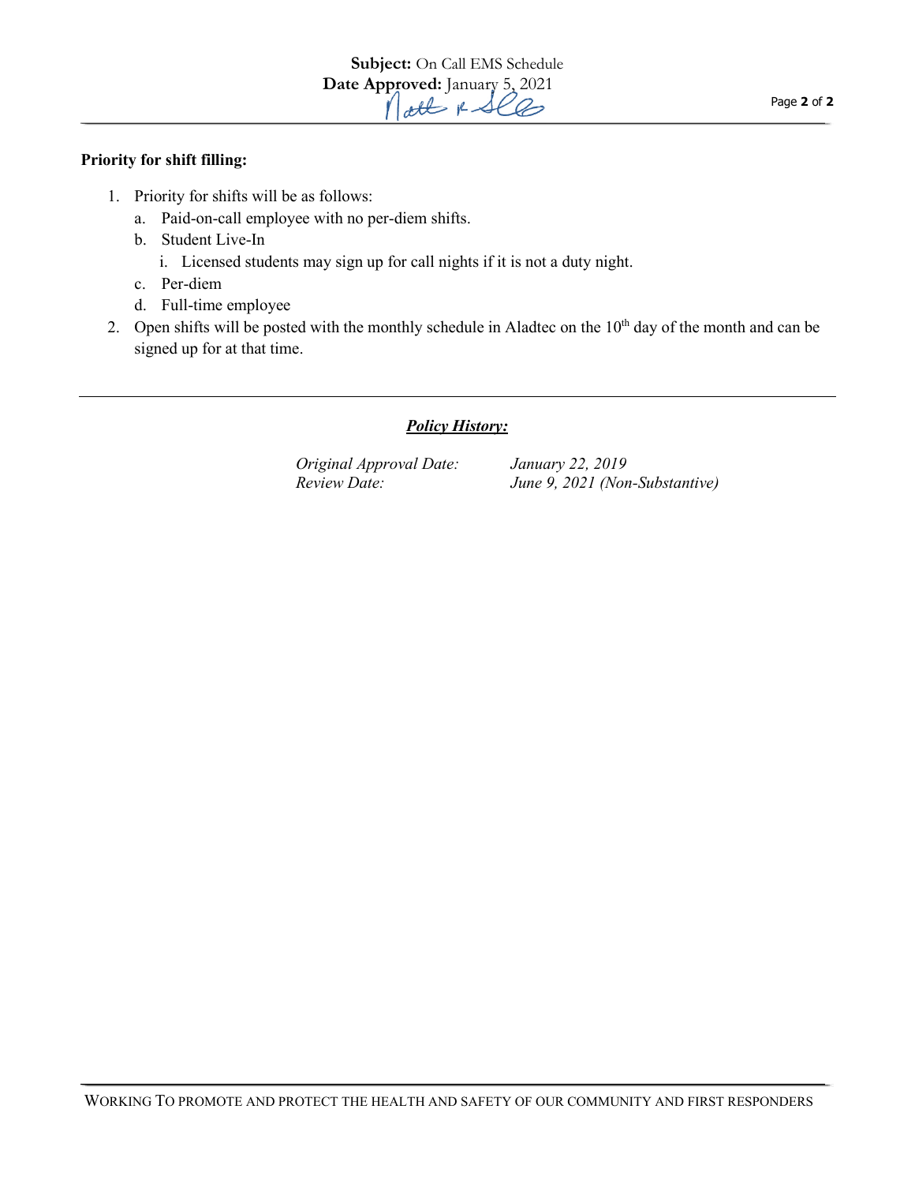**Priority for shift filling:**

1. Priority for shifts will be as follows:
   a. Paid-on-call employee with no per-diem shifts.
   b. Student Live-In
      i. Licensed students may sign up for call nights if it is not a duty night.
   c. Per-diem
   d. Full-time employee
2. Open shifts will be posted with the monthly schedule in Aladtec on the 10th day of the month and can be signed up for at that time.

---

***Policy History:***

| | |
|---|---|
| *Original Approval Date:* | *January 22, 2019* |
| *Review Date:* | *June 9, 2021 (Non-Substantive)* |